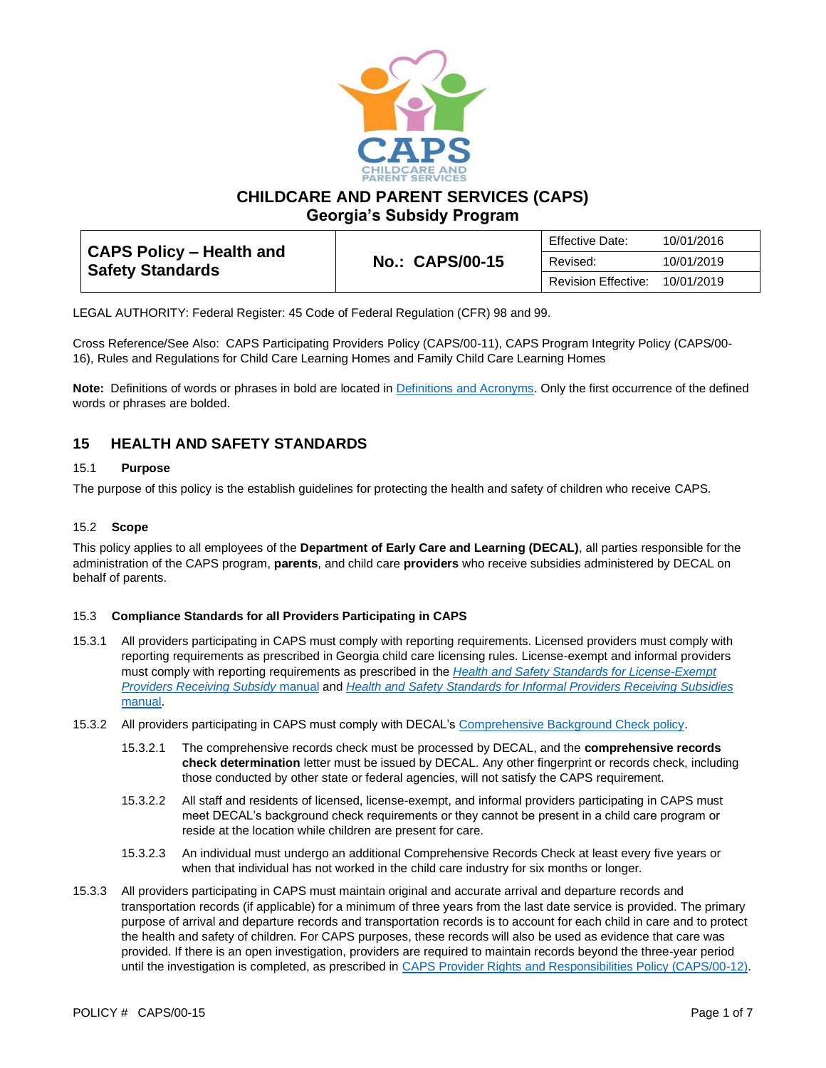# CHILDCARE AND PARENT SERVICES (CAPS)
## Georgia's Subsidy Program

| CAPS Policy – Health and Safety Standards | No.: CAPS/00-15 | Effective Date: | 10/01/2016 |
|---|---|---|---|
| | | Revised: | 10/01/2019 |
| | | Revision Effective: | 10/01/2019 |

LEGAL AUTHORITY: Federal Register: 45 Code of Federal Regulation (CFR) 98 and 99.

Cross Reference/See Also: CAPS Participating Providers Policy (CAPS/00-11), CAPS Program Integrity Policy (CAPS/00-16), Rules and Regulations for Child Care Learning Homes and Family Child Care Learning Homes

**Note:** Definitions of words or phrases in bold are located in Definitions and Acronyms. Only the first occurrence of the defined words or phrases are bolded.

## 15 HEALTH AND SAFETY STANDARDS

### 15.1 Purpose

The purpose of this policy is the establish guidelines for protecting the health and safety of children who receive CAPS.

### 15.2 Scope

This policy applies to all employees of the **Department of Early Care and Learning (DECAL)**, all parties responsible for the administration of the CAPS program, **parents**, and child care **providers** who receive subsidies administered by DECAL on behalf of parents.

### 15.3 Compliance Standards for all Providers Participating in CAPS

15.3.1 All providers participating in CAPS must comply with reporting requirements. Licensed providers must comply with reporting requirements as prescribed in Georgia child care licensing rules. License-exempt and informal providers must comply with reporting requirements as prescribed in the *Health and Safety Standards for License-Exempt Providers Receiving Subsidy* manual and *Health and Safety Standards for Informal Providers Receiving Subsidies* manual.

15.3.2 All providers participating in CAPS must comply with DECAL's Comprehensive Background Check policy.

- 15.3.2.1 The comprehensive records check must be processed by DECAL, and the **comprehensive records check determination** letter must be issued by DECAL. Any other fingerprint or records check, including those conducted by other state or federal agencies, will not satisfy the CAPS requirement.
- 15.3.2.2 All staff and residents of licensed, license-exempt, and informal providers participating in CAPS must meet DECAL's background check requirements or they cannot be present in a child care program or reside at the location while children are present for care.
- 15.3.2.3 An individual must undergo an additional Comprehensive Records Check at least every five years or when that individual has not worked in the child care industry for six months or longer.

15.3.3 All providers participating in CAPS must maintain original and accurate arrival and departure records and transportation records (if applicable) for a minimum of three years from the last date service is provided. The primary purpose of arrival and departure records and transportation records is to account for each child in care and to protect the health and safety of children. For CAPS purposes, these records will also be used as evidence that care was provided. If there is an open investigation, providers are required to maintain records beyond the three-year period until the investigation is completed, as prescribed in CAPS Provider Rights and Responsibilities Policy (CAPS/00-12).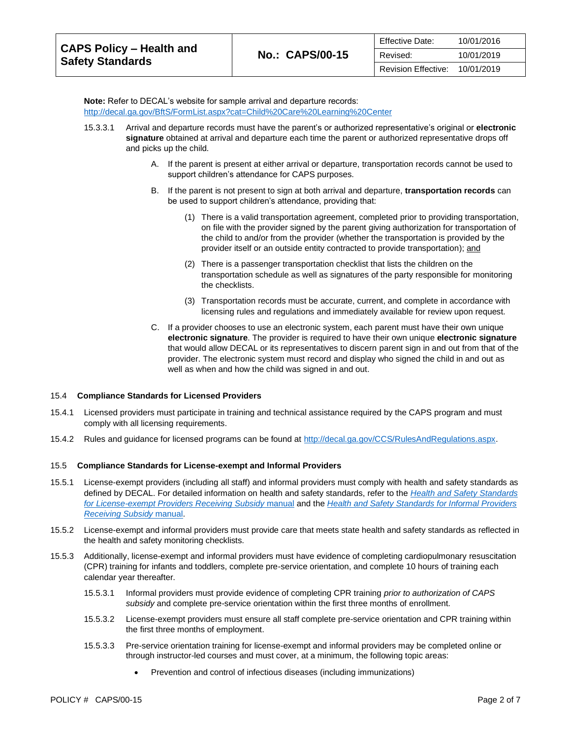**Note:** Refer to DECAL's website for sample arrival and departure records: http://decal.ga.gov/BftS/FormList.aspx?cat=Child%20Care%20Learning%20Center

15.3.3.1 Arrival and departure records must have the parent's or authorized representative's original or **electronic signature** obtained at arrival and departure each time the parent or authorized representative drops off and picks up the child.

A. If the parent is present at either arrival or departure, transportation records cannot be used to support children's attendance for CAPS purposes.

B. If the parent is not present to sign at both arrival and departure, **transportation records** can be used to support children's attendance, providing that:

(1) There is a valid transportation agreement, completed prior to providing transportation, on file with the provider signed by the parent giving authorization for transportation of the child to and/or from the provider (whether the transportation is provided by the provider itself or an outside entity contracted to provide transportation); and

(2) There is a passenger transportation checklist that lists the children on the transportation schedule as well as signatures of the party responsible for monitoring the checklists.

(3) Transportation records must be accurate, current, and complete in accordance with licensing rules and regulations and immediately available for review upon request.

C. If a provider chooses to use an electronic system, each parent must have their own unique **electronic signature**. The provider is required to have their own unique **electronic signature** that would allow DECAL or its representatives to discern parent sign in and out from that of the provider. The electronic system must record and display who signed the child in and out as well as when and how the child was signed in and out.

## 15.4 Compliance Standards for Licensed Providers

15.4.1 Licensed providers must participate in training and technical assistance required by the CAPS program and must comply with all licensing requirements.

15.4.2 Rules and guidance for licensed programs can be found at http://decal.ga.gov/CCS/RulesAndRegulations.aspx.

## 15.5 Compliance Standards for License-exempt and Informal Providers

15.5.1 License-exempt providers (including all staff) and informal providers must comply with health and safety standards as defined by DECAL. For detailed information on health and safety standards, refer to the *Health and Safety Standards for License-exempt Providers Receiving Subsidy* manual and the *Health and Safety Standards for Informal Providers Receiving Subsidy* manual.

15.5.2 License-exempt and informal providers must provide care that meets state health and safety standards as reflected in the health and safety monitoring checklists.

15.5.3 Additionally, license-exempt and informal providers must have evidence of completing cardiopulmonary resuscitation (CPR) training for infants and toddlers, complete pre-service orientation, and complete 10 hours of training each calendar year thereafter.

15.5.3.1 Informal providers must provide evidence of completing CPR training *prior to authorization of CAPS subsidy* and complete pre-service orientation within the first three months of enrollment.

15.5.3.2 License-exempt providers must ensure all staff complete pre-service orientation and CPR training within the first three months of employment.

15.5.3.3 Pre-service orientation training for license-exempt and informal providers may be completed online or through instructor-led courses and must cover, at a minimum, the following topic areas:

- Prevention and control of infectious diseases (including immunizations)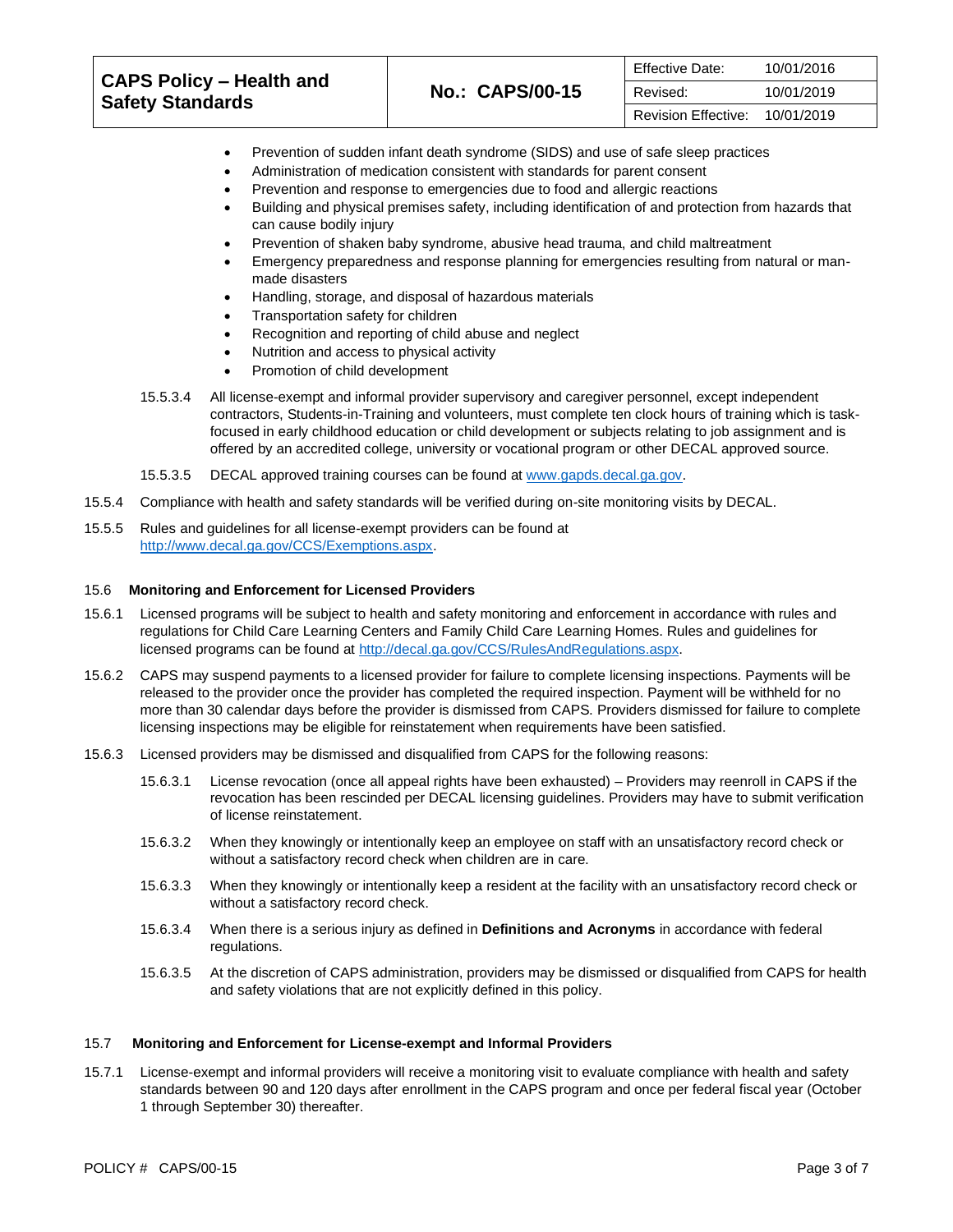- Prevention of sudden infant death syndrome (SIDS) and use of safe sleep practices
- Administration of medication consistent with standards for parent consent
- Prevention and response to emergencies due to food and allergic reactions
- Building and physical premises safety, including identification of and protection from hazards that can cause bodily injury
- Prevention of shaken baby syndrome, abusive head trauma, and child maltreatment
- Emergency preparedness and response planning for emergencies resulting from natural or man-made disasters
- Handling, storage, and disposal of hazardous materials
- Transportation safety for children
- Recognition and reporting of child abuse and neglect
- Nutrition and access to physical activity
- Promotion of child development

15.5.3.4 All license-exempt and informal provider supervisory and caregiver personnel, except independent contractors, Students-in-Training and volunteers, must complete ten clock hours of training which is task-focused in early childhood education or child development or subjects relating to job assignment and is offered by an accredited college, university or vocational program or other DECAL approved source.

15.5.3.5 DECAL approved training courses can be found at [www.gapds.decal.ga.gov](http://www.gapds.decal.ga.gov).

15.5.4 Compliance with health and safety standards will be verified during on-site monitoring visits by DECAL.

15.5.5 Rules and guidelines for all license-exempt providers can be found at [http://www.decal.ga.gov/CCS/Exemptions.aspx](http://www.decal.ga.gov/CCS/Exemptions.aspx).

## 15.6 Monitoring and Enforcement for Licensed Providers

15.6.1 Licensed programs will be subject to health and safety monitoring and enforcement in accordance with rules and regulations for Child Care Learning Centers and Family Child Care Learning Homes. Rules and guidelines for licensed programs can be found at [http://decal.ga.gov/CCS/RulesAndRegulations.aspx](http://decal.ga.gov/CCS/RulesAndRegulations.aspx).

15.6.2 CAPS may suspend payments to a licensed provider for failure to complete licensing inspections. Payments will be released to the provider once the provider has completed the required inspection. Payment will be withheld for no more than 30 calendar days before the provider is dismissed from CAPS. Providers dismissed for failure to complete licensing inspections may be eligible for reinstatement when requirements have been satisfied.

15.6.3 Licensed providers may be dismissed and disqualified from CAPS for the following reasons:

15.6.3.1 License revocation (once all appeal rights have been exhausted) – Providers may reenroll in CAPS if the revocation has been rescinded per DECAL licensing guidelines. Providers may have to submit verification of license reinstatement.

15.6.3.2 When they knowingly or intentionally keep an employee on staff with an unsatisfactory record check or without a satisfactory record check when children are in care.

15.6.3.3 When they knowingly or intentionally keep a resident at the facility with an unsatisfactory record check or without a satisfactory record check.

15.6.3.4 When there is a serious injury as defined in **Definitions and Acronyms** in accordance with federal regulations.

15.6.3.5 At the discretion of CAPS administration, providers may be dismissed or disqualified from CAPS for health and safety violations that are not explicitly defined in this policy.

## 15.7 Monitoring and Enforcement for License-exempt and Informal Providers

15.7.1 License-exempt and informal providers will receive a monitoring visit to evaluate compliance with health and safety standards between 90 and 120 days after enrollment in the CAPS program and once per federal fiscal year (October 1 through September 30) thereafter.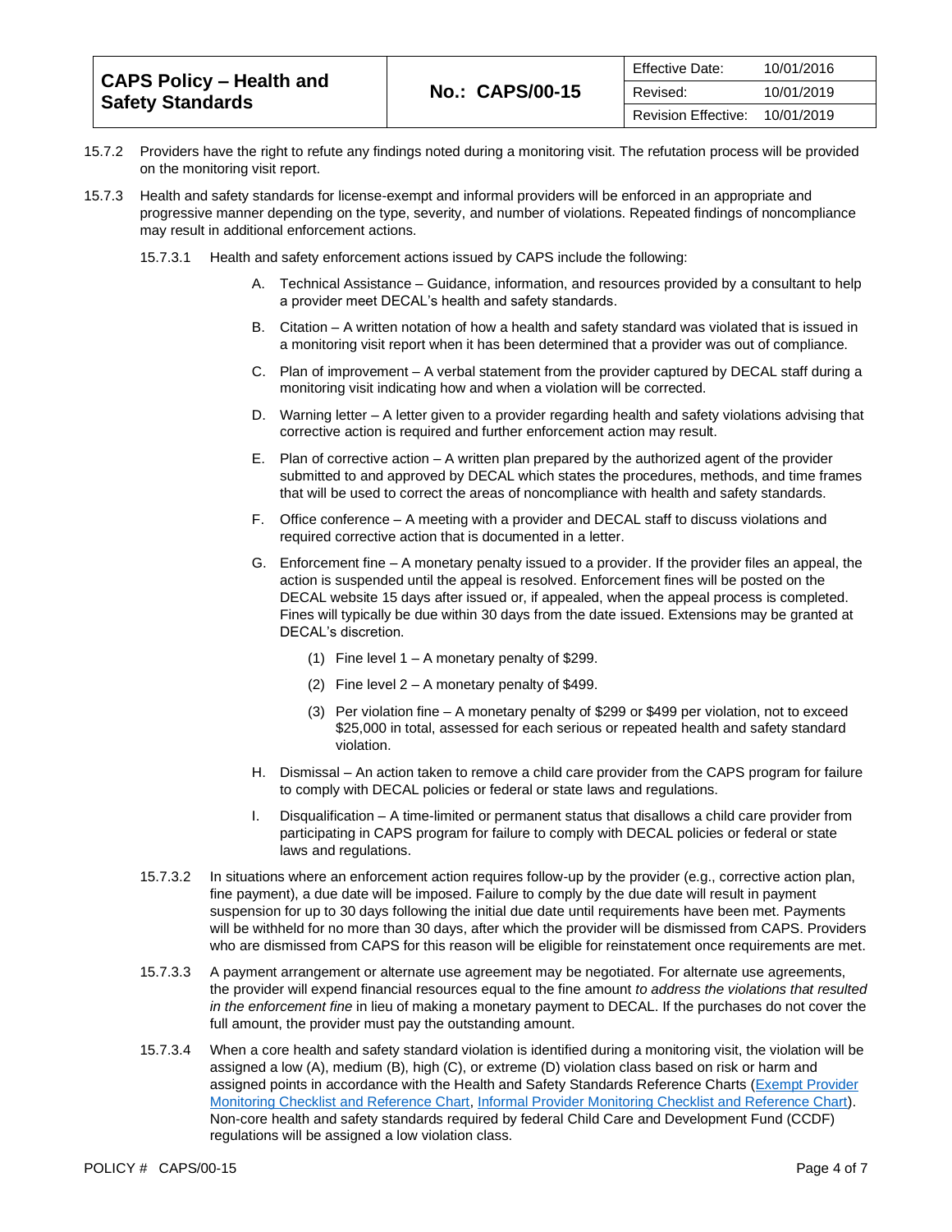15.7.2 Providers have the right to refute any findings noted during a monitoring visit. The refutation process will be provided on the monitoring visit report.

15.7.3 Health and safety standards for license-exempt and informal providers will be enforced in an appropriate and progressive manner depending on the type, severity, and number of violations. Repeated findings of noncompliance may result in additional enforcement actions.

15.7.3.1 Health and safety enforcement actions issued by CAPS include the following:

A. Technical Assistance – Guidance, information, and resources provided by a consultant to help a provider meet DECAL's health and safety standards.

B. Citation – A written notation of how a health and safety standard was violated that is issued in a monitoring visit report when it has been determined that a provider was out of compliance.

C. Plan of improvement – A verbal statement from the provider captured by DECAL staff during a monitoring visit indicating how and when a violation will be corrected.

D. Warning letter – A letter given to a provider regarding health and safety violations advising that corrective action is required and further enforcement action may result.

E. Plan of corrective action – A written plan prepared by the authorized agent of the provider submitted to and approved by DECAL which states the procedures, methods, and time frames that will be used to correct the areas of noncompliance with health and safety standards.

F. Office conference – A meeting with a provider and DECAL staff to discuss violations and required corrective action that is documented in a letter.

G. Enforcement fine – A monetary penalty issued to a provider. If the provider files an appeal, the action is suspended until the appeal is resolved. Enforcement fines will be posted on the DECAL website 15 days after issued or, if appealed, when the appeal process is completed. Fines will typically be due within 30 days from the date issued. Extensions may be granted at DECAL's discretion.

(1) Fine level 1 – A monetary penalty of $299.

(2) Fine level 2 – A monetary penalty of $499.

(3) Per violation fine – A monetary penalty of $299 or $499 per violation, not to exceed $25,000 in total, assessed for each serious or repeated health and safety standard violation.

H. Dismissal – An action taken to remove a child care provider from the CAPS program for failure to comply with DECAL policies or federal or state laws and regulations.

I. Disqualification – A time-limited or permanent status that disallows a child care provider from participating in CAPS program for failure to comply with DECAL policies or federal or state laws and regulations.

15.7.3.2 In situations where an enforcement action requires follow-up by the provider (e.g., corrective action plan, fine payment), a due date will be imposed. Failure to comply by the due date will result in payment suspension for up to 30 days following the initial due date until requirements have been met. Payments will be withheld for no more than 30 days, after which the provider will be dismissed from CAPS. Providers who are dismissed from CAPS for this reason will be eligible for reinstatement once requirements are met.

15.7.3.3 A payment arrangement or alternate use agreement may be negotiated. For alternate use agreements, the provider will expend financial resources equal to the fine amount *to address the violations that resulted in the enforcement fine* in lieu of making a monetary payment to DECAL. If the purchases do not cover the full amount, the provider must pay the outstanding amount.

15.7.3.4 When a core health and safety standard violation is identified during a monitoring visit, the violation will be assigned a low (A), medium (B), high (C), or extreme (D) violation class based on risk or harm and assigned points in accordance with the Health and Safety Standards Reference Charts (Exempt Provider Monitoring Checklist and Reference Chart, Informal Provider Monitoring Checklist and Reference Chart). Non-core health and safety standards required by federal Child Care and Development Fund (CCDF) regulations will be assigned a low violation class.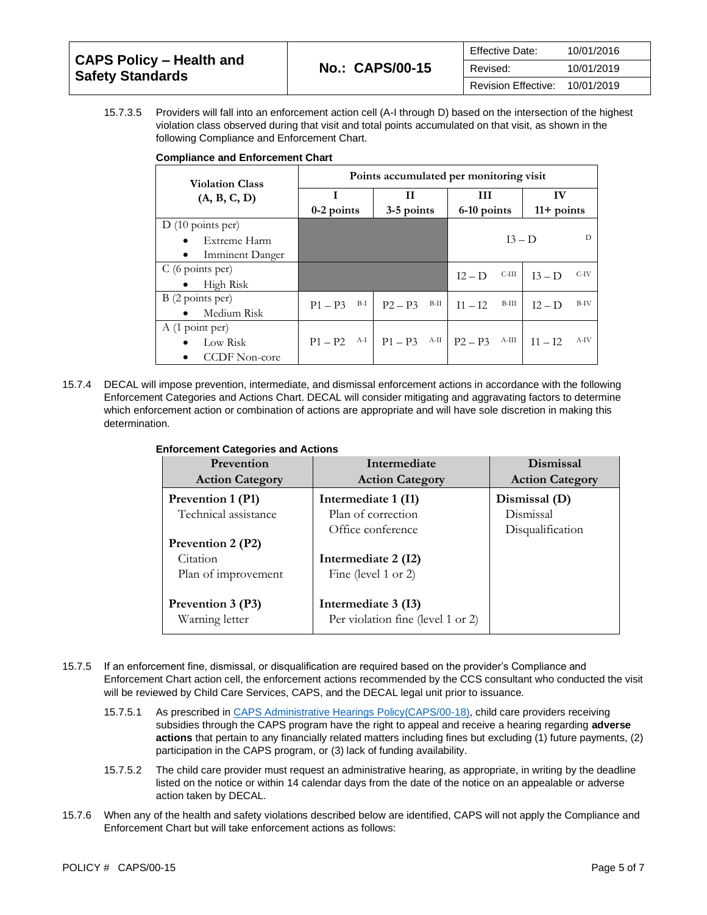15.7.3.5 Providers will fall into an enforcement action cell (A-I through D) based on the intersection of the highest violation class observed during that visit and total points accumulated on that visit, as shown in the following Compliance and Enforcement Chart.

**Compliance and Enforcement Chart**

| Violation Class (A, B, C, D) | Points accumulated per monitoring visit | | | |
|---|---|---|---|---|
| | I 0-2 points | II 3-5 points | III 6-10 points | IV 11+ points |
| D (10 points per) • Extreme Harm • Imminent Danger | | | I3 – D (D) | |
| C (6 points per) • High Risk | | | I2 – D (C-III) | I3 – D (C-IV) |
| B (2 points per) • Medium Risk | P1 – P3 (B-I) | P2 – P3 (B-II) | I1 – I2 (B-III) | I2 – D (B-IV) |
| A (1 point per) • Low Risk • CCDF Non-core | P1 – P2 (A-I) | P1 – P3 (A-II) | P2 – P3 (A-III) | I1 – I2 (A-IV) |

15.7.4 DECAL will impose prevention, intermediate, and dismissal enforcement actions in accordance with the following Enforcement Categories and Actions Chart. DECAL will consider mitigating and aggravating factors to determine which enforcement action or combination of actions are appropriate and will have sole discretion in making this determination.

**Enforcement Categories and Actions**

| Prevention Action Category | Intermediate Action Category | Dismissal Action Category |
|---|---|---|
| **Prevention 1 (P1)** Technical assistance | **Intermediate 1 (I1)** Plan of correction; Office conference | **Dismissal (D)** Dismissal; Disqualification |
| **Prevention 2 (P2)** Citation; Plan of improvement | **Intermediate 2 (I2)** Fine (level 1 or 2) | |
| **Prevention 3 (P3)** Warning letter | **Intermediate 3 (I3)** Per violation fine (level 1 or 2) | |

15.7.5 If an enforcement fine, dismissal, or disqualification are required based on the provider's Compliance and Enforcement Chart action cell, the enforcement actions recommended by the CCS consultant who conducted the visit will be reviewed by Child Care Services, CAPS, and the DECAL legal unit prior to issuance.

15.7.5.1 As prescribed in CAPS Administrative Hearings Policy(CAPS/00-18), child care providers receiving subsidies through the CAPS program have the right to appeal and receive a hearing regarding **adverse actions** that pertain to any financially related matters including fines but excluding (1) future payments, (2) participation in the CAPS program, or (3) lack of funding availability.

15.7.5.2 The child care provider must request an administrative hearing, as appropriate, in writing by the deadline listed on the notice or within 14 calendar days from the date of the notice on an appealable or adverse action taken by DECAL.

15.7.6 When any of the health and safety violations described below are identified, CAPS will not apply the Compliance and Enforcement Chart but will take enforcement actions as follows: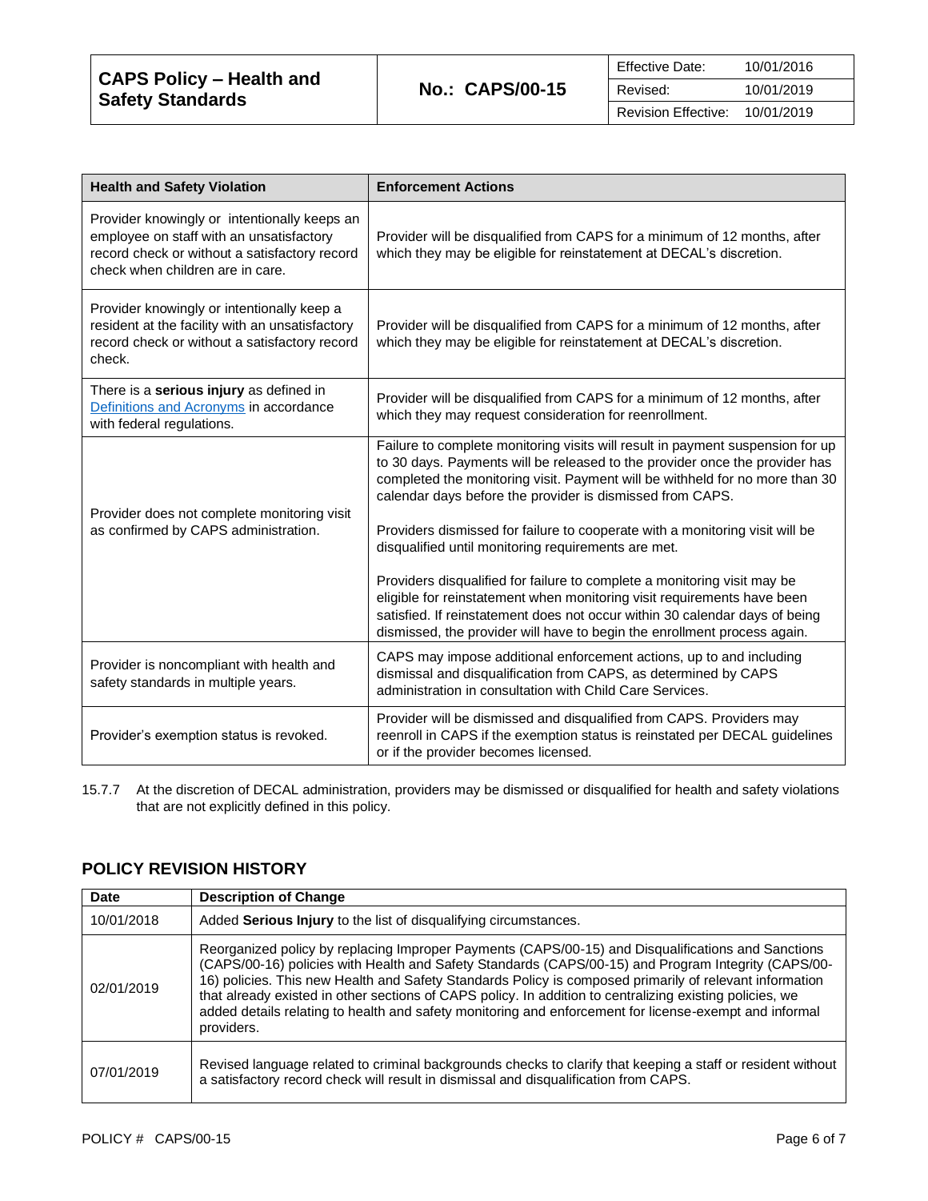| Health and Safety Violation | Enforcement Actions |
|---|---|
| Provider knowingly or intentionally keeps an employee on staff with an unsatisfactory record check or without a satisfactory record check when children are in care. | Provider will be disqualified from CAPS for a minimum of 12 months, after which they may be eligible for reinstatement at DECAL's discretion. |
| Provider knowingly or intentionally keep a resident at the facility with an unsatisfactory record check or without a satisfactory record check. | Provider will be disqualified from CAPS for a minimum of 12 months, after which they may be eligible for reinstatement at DECAL's discretion. |
| There is a **serious injury** as defined in Definitions and Acronyms in accordance with federal regulations. | Provider will be disqualified from CAPS for a minimum of 12 months, after which they may request consideration for reenrollment. |
| Provider does not complete monitoring visit as confirmed by CAPS administration. | Failure to complete monitoring visits will result in payment suspension for up to 30 days. Payments will be released to the provider once the provider has completed the monitoring visit. Payment will be withheld for no more than 30 calendar days before the provider is dismissed from CAPS.<br><br>Providers dismissed for failure to cooperate with a monitoring visit will be disqualified until monitoring requirements are met.<br><br>Providers disqualified for failure to complete a monitoring visit may be eligible for reinstatement when monitoring visit requirements have been satisfied. If reinstatement does not occur within 30 calendar days of being dismissed, the provider will have to begin the enrollment process again. |
| Provider is noncompliant with health and safety standards in multiple years. | CAPS may impose additional enforcement actions, up to and including dismissal and disqualification from CAPS, as determined by CAPS administration in consultation with Child Care Services. |
| Provider's exemption status is revoked. | Provider will be dismissed and disqualified from CAPS. Providers may reenroll in CAPS if the exemption status is reinstated per DECAL guidelines or if the provider becomes licensed. |

15.7.7 At the discretion of DECAL administration, providers may be dismissed or disqualified for health and safety violations that are not explicitly defined in this policy.

## POLICY REVISION HISTORY

| Date | Description of Change |
|---|---|
| 10/01/2018 | Added **Serious Injury** to the list of disqualifying circumstances. |
| 02/01/2019 | Reorganized policy by replacing Improper Payments (CAPS/00-15) and Disqualifications and Sanctions (CAPS/00-16) policies with Health and Safety Standards (CAPS/00-15) and Program Integrity (CAPS/00-16) policies. This new Health and Safety Standards Policy is composed primarily of relevant information that already existed in other sections of CAPS policy. In addition to centralizing existing policies, we added details relating to health and safety monitoring and enforcement for license-exempt and informal providers. |
| 07/01/2019 | Revised language related to criminal backgrounds checks to clarify that keeping a staff or resident without a satisfactory record check will result in dismissal and disqualification from CAPS. |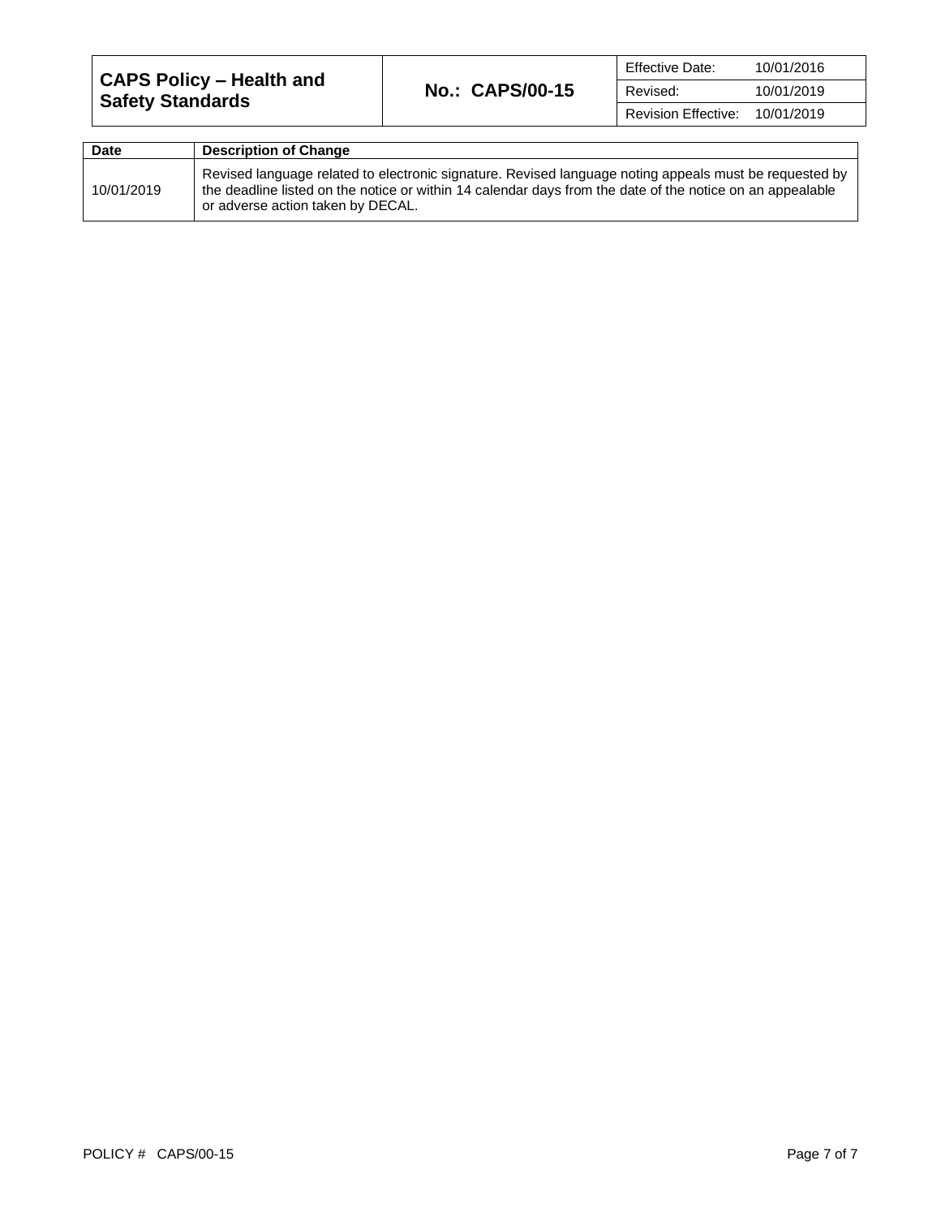| Date | Description of Change |
|---|---|
| 10/01/2019 | Revised language related to electronic signature. Revised language noting appeals must be requested by the deadline listed on the notice or within 14 calendar days from the date of the notice on an appealable or adverse action taken by DECAL. |